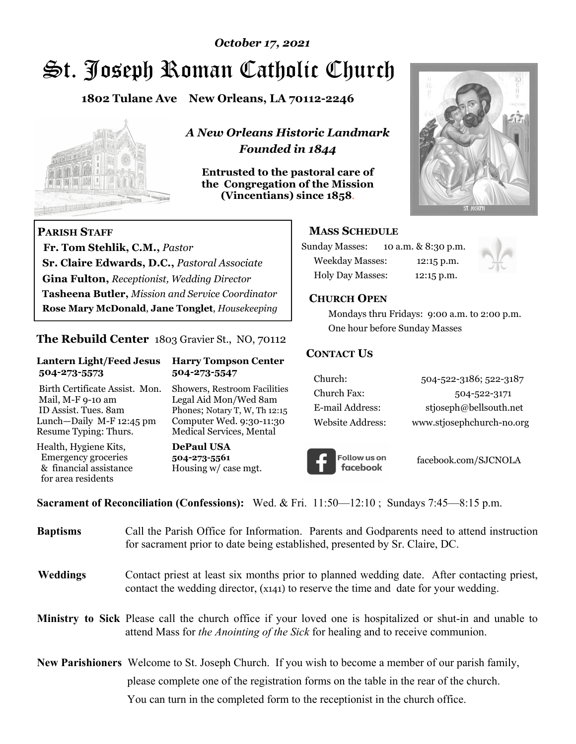*October 17, 2021*

# St. Joseph Roman Catholic Church

**1802 Tulane Ave New Orleans, LA 70112-2246**

*A New Orleans Historic Landmark*
*Founded in 1844*

**Entrusted to the pastoral care of the Congregation of the Mission (Vincentians) since 1858.**

## PARISH STAFF

**Fr. Tom Stehlik, C.M.,** *Pastor*
**Sr. Claire Edwards, D.C.,** *Pastoral Associate*
**Gina Fulton,** *Receptionist, Wedding Director*
**Tasheena Butler,** *Mission and Service Coordinator*
**Rose Mary McDonald**, **Jane Tonglet**, *Housekeeping*

## The Rebuild Center 1803 Gravier St., NO, 70112

**Lantern Light/Feed Jesus 504-273-5573**

Birth Certificate Assist. Mon.
Mail, M-F 9-10 am
ID Assist. Tues. 8am
Lunch—Daily M-F 12:45 pm
Resume Typing: Thurs.

Health, Hygiene Kits, Emergency groceries & financial assistance for area residents

**Harry Tompson Center 504-273-5547**

Showers, Restroom Facilities
Legal Aid Mon/Wed 8am
Phones; Notary T, W, Th 12:15
Computer Wed. 9:30-11:30
Medical Services, Mental

**DePaul USA 504-273-5561**
Housing w/ case mgt.

## MASS SCHEDULE

| | |
|---|---|
| Sunday Masses: | 10 a.m. & 8:30 p.m. |
| Weekday Masses: | 12:15 p.m. |
| Holy Day Masses: | 12:15 p.m. |

## CHURCH OPEN

Mondays thru Fridays: 9:00 a.m. to 2:00 p.m.
One hour before Sunday Masses

## CONTACT US

| | |
|---|---|
| Church: | 504-522-3186; 522-3187 |
| Church Fax: | 504-522-3171 |
| E-mail Address: | stjoseph@bellsouth.net |
| Website Address: | www.stjosephchurch-no.org |

Follow us on facebook — facebook.com/SJCNOLA

**Sacrament of Reconciliation (Confessions):** Wed. & Fri. 11:50—12:10 ; Sundays 7:45—8:15 p.m.

**Baptisms** Call the Parish Office for Information. Parents and Godparents need to attend instruction for sacrament prior to date being established, presented by Sr. Claire, DC.

**Weddings** Contact priest at least six months prior to planned wedding date. After contacting priest, contact the wedding director, (x141) to reserve the time and date for your wedding.

**Ministry to Sick** Please call the church office if your loved one is hospitalized or shut-in and unable to attend Mass for *the Anointing of the Sick* for healing and to receive communion.

**New Parishioners** Welcome to St. Joseph Church. If you wish to become a member of our parish family, please complete one of the registration forms on the table in the rear of the church. You can turn in the completed form to the receptionist in the church office.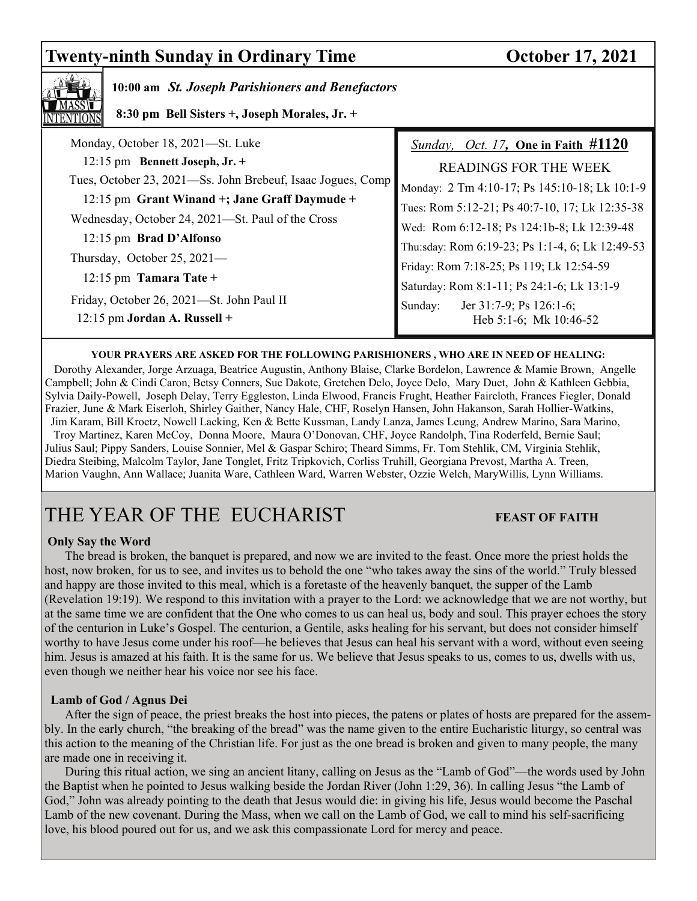## Twenty-ninth Sunday in Ordinary Time — October 17, 2021

MASS INTENTIONS

**10:00 am** ***St. Joseph Parishioners and Benefactors***

**8:30 pm Bell Sisters +, Joseph Morales, Jr. +**

Monday, October 18, 2021—St. Luke

12:15 pm **Bennett Joseph, Jr. +**

Tues, October 23, 2021—Ss. John Brebeuf, Isaac Jogues, Comp

12:15 pm **Grant Winand +; Jane Graff Daymude +**

Wednesday, October 24, 2021—St. Paul of the Cross

12:15 pm **Brad D'Alfonso**

Thursday, October 25, 2021—

12:15 pm **Tamara Tate +**

Friday, October 26, 2021—St. John Paul II

12:15 pm **Jordan A. Russell +**

*Sunday, Oct. 17*, **One in Faith #1120**

READINGS FOR THE WEEK

Monday: 2 Tm 4:10-17; Ps 145:10-18; Lk 10:1-9

Tues: Rom 5:12-21; Ps 40:7-10, 17; Lk 12:35-38

Wed: Rom 6:12-18; Ps 124:1b-8; Lk 12:39-48

Thu:sday: Rom 6:19-23; Ps 1:1-4, 6; Lk 12:49-53

Friday: Rom 7:18-25; Ps 119; Lk 12:54-59

Saturday: Rom 8:1-11; Ps 24:1-6; Lk 13:1-9

Sunday: Jer 31:7-9; Ps 126:1-6; Heb 5:1-6; Mk 10:46-52

**YOUR PRAYERS ARE ASKED FOR THE FOLLOWING PARISHIONERS , WHO ARE IN NEED OF HEALING:**

Dorothy Alexander, Jorge Arzuaga, Beatrice Augustin, Anthony Blaise, Clarke Bordelon, Lawrence & Mamie Brown, Angelle Campbell; John & Cindi Caron, Betsy Conners, Sue Dakote, Gretchen Delo, Joyce Delo, Mary Duet, John & Kathleen Gebbia, Sylvia Daily-Powell, Joseph Delay, Terry Eggleston, Linda Elwood, Francis Frught, Heather Faircloth, Frances Fiegler, Donald Frazier, June & Mark Eiserloh, Shirley Gaither, Nancy Hale, CHF, Roselyn Hansen, John Hakanson, Sarah Hollier-Watkins, Jim Karam, Bill Kroetz, Nowell Lacking, Ken & Bette Kussman, Landy Lanza, James Leung, Andrew Marino, Sara Marino, Troy Martinez, Karen McCoy, Donna Moore, Maura O'Donovan, CHF, Joyce Randolph, Tina Roderfeld, Bernie Saul; Julius Saul; Pippy Sanders, Louise Sonnier, Mel & Gaspar Schiro; Theard Simms, Fr. Tom Stehlik, CM, Virginia Stehlik, Diedra Steibing, Malcolm Taylor, Jane Tonglet, Fritz Tripkovich, Corliss Truhill, Georgiana Prevost, Martha A. Treen, Marion Vaughn, Ann Wallace; Juanita Ware, Cathleen Ward, Warren Webster, Ozzie Welch, MaryWillis, Lynn Williams.

# THE YEAR OF THE EUCHARIST — FEAST OF FAITH

**Only Say the Word**

The bread is broken, the banquet is prepared, and now we are invited to the feast. Once more the priest holds the host, now broken, for us to see, and invites us to behold the one "who takes away the sins of the world." Truly blessed and happy are those invited to this meal, which is a foretaste of the heavenly banquet, the supper of the Lamb (Revelation 19:19). We respond to this invitation with a prayer to the Lord: we acknowledge that we are not worthy, but at the same time we are confident that the One who comes to us can heal us, body and soul. This prayer echoes the story of the centurion in Luke's Gospel. The centurion, a Gentile, asks healing for his servant, but does not consider himself worthy to have Jesus come under his roof—he believes that Jesus can heal his servant with a word, without even seeing him. Jesus is amazed at his faith. It is the same for us. We believe that Jesus speaks to us, comes to us, dwells with us, even though we neither hear his voice nor see his face.

**Lamb of God / Agnus Dei**

After the sign of peace, the priest breaks the host into pieces, the patens or plates of hosts are prepared for the assembly. In the early church, "the breaking of the bread" was the name given to the entire Eucharistic liturgy, so central was this action to the meaning of the Christian life. For just as the one bread is broken and given to many people, the many are made one in receiving it.

During this ritual action, we sing an ancient litany, calling on Jesus as the "Lamb of God"—the words used by John the Baptist when he pointed to Jesus walking beside the Jordan River (John 1:29, 36). In calling Jesus "the Lamb of God," John was already pointing to the death that Jesus would die: in giving his life, Jesus would become the Paschal Lamb of the new covenant. During the Mass, when we call on the Lamb of God, we call to mind his self-sacrificing love, his blood poured out for us, and we ask this compassionate Lord for mercy and peace.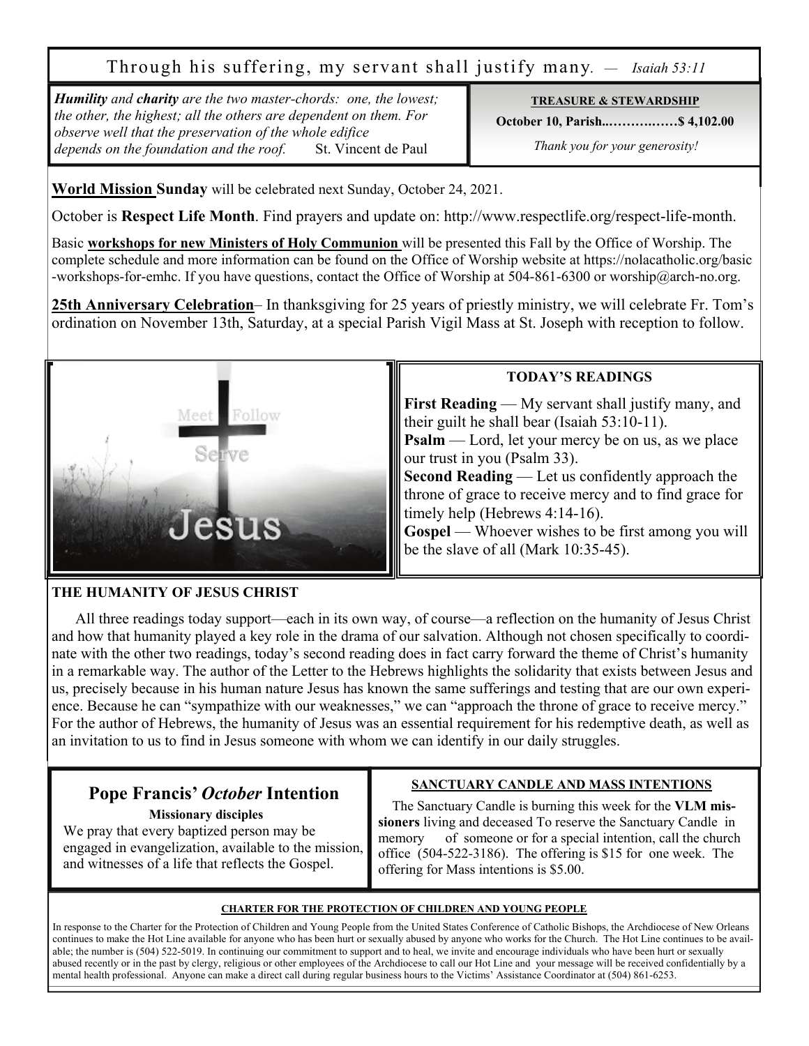Through his suffering, my servant shall justify many. — *Isaiah 53:11*

***Humility*** *and* ***charity*** *are the two master-chords: one, the lowest; the other, the highest; all the others are dependent on them. For observe well that the preservation of the whole edifice depends on the foundation and the roof.* St. Vincent de Paul

**TREASURE & STEWARDSHIP**

**October 10, Parish...……….……$ 4,102.00**

*Thank you for your generosity!*

**World Mission Sunday** will be celebrated next Sunday, October 24, 2021.

October is **Respect Life Month**. Find prayers and update on: http://www.respectlife.org/respect-life-month.

Basic **workshops for new Ministers of Holy Communion** will be presented this Fall by the Office of Worship. The complete schedule and more information can be found on the Office of Worship website at https://nolacatholic.org/basic-workshops-for-emhc. If you have questions, contact the Office of Worship at 504-861-6300 or worship@arch-no.org.

**25th Anniversary Celebration**– In thanksgiving for 25 years of priestly ministry, we will celebrate Fr. Tom's ordination on November 13th, Saturday, at a special Parish Vigil Mass at St. Joseph with reception to follow.

**TODAY'S READINGS**

**First Reading** — My servant shall justify many, and their guilt he shall bear (Isaiah 53:10-11).
**Psalm** — Lord, let your mercy be on us, as we place our trust in you (Psalm 33).
**Second Reading** — Let us confidently approach the throne of grace to receive mercy and to find grace for timely help (Hebrews 4:14-16).
**Gospel** — Whoever wishes to be first among you will be the slave of all (Mark 10:35-45).

**THE HUMANITY OF JESUS CHRIST**

All three readings today support—each in its own way, of course—a reflection on the humanity of Jesus Christ and how that humanity played a key role in the drama of our salvation. Although not chosen specifically to coordinate with the other two readings, today's second reading does in fact carry forward the theme of Christ's humanity in a remarkable way. The author of the Letter to the Hebrews highlights the solidarity that exists between Jesus and us, precisely because in his human nature Jesus has known the same sufferings and testing that are our own experience. Because he can "sympathize with our weaknesses," we can "approach the throne of grace to receive mercy." For the author of Hebrews, the humanity of Jesus was an essential requirement for his redemptive death, as well as an invitation to us to find in Jesus someone with whom we can identify in our daily struggles.

## Pope Francis' *October* Intention

**Missionary disciples**

We pray that every baptized person may be engaged in evangelization, available to the mission, and witnesses of a life that reflects the Gospel.

**SANCTUARY CANDLE AND MASS INTENTIONS**

The Sanctuary Candle is burning this week for the **VLM missioners** living and deceased To reserve the Sanctuary Candle in memory of someone or for a special intention, call the church office (504-522-3186). The offering is $15 for one week. The offering for Mass intentions is $5.00.

**CHARTER FOR THE PROTECTION OF CHILDREN AND YOUNG PEOPLE**

In response to the Charter for the Protection of Children and Young People from the United States Conference of Catholic Bishops, the Archdiocese of New Orleans continues to make the Hot Line available for anyone who has been hurt or sexually abused by anyone who works for the Church. The Hot Line continues to be available; the number is (504) 522-5019. In continuing our commitment to support and to heal, we invite and encourage individuals who have been hurt or sexually abused recently or in the past by clergy, religious or other employees of the Archdiocese to call our Hot Line and your message will be received confidentially by a mental health professional. Anyone can make a direct call during regular business hours to the Victims' Assistance Coordinator at (504) 861-6253.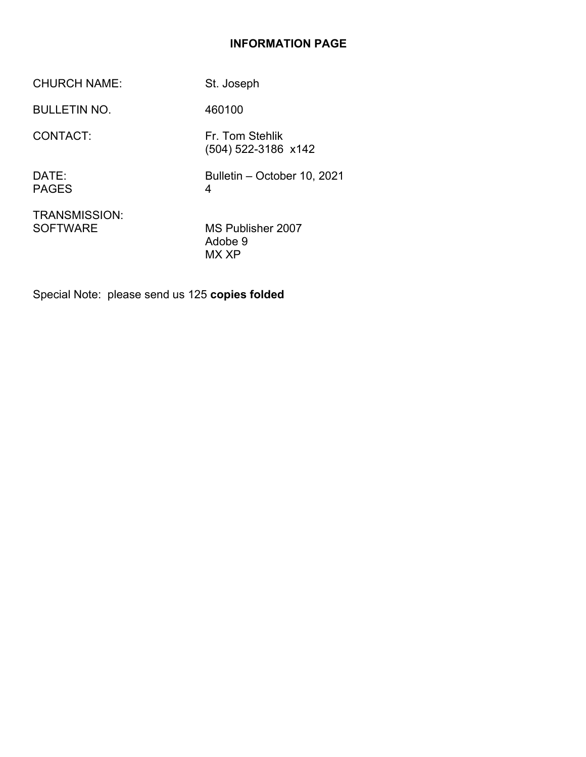# INFORMATION PAGE

| | |
|---|---|
| CHURCH NAME: | St. Joseph |
| BULLETIN NO. | 460100 |
| CONTACT: | Fr. Tom Stehlik<br>(504) 522-3186 x142 |
| DATE: | Bulletin – October 10, 2021 |
| PAGES | 4 |
| TRANSMISSION:<br>SOFTWARE | MS Publisher 2007<br>Adobe 9<br>MX XP |

Special Note: please send us 125 **copies folded**